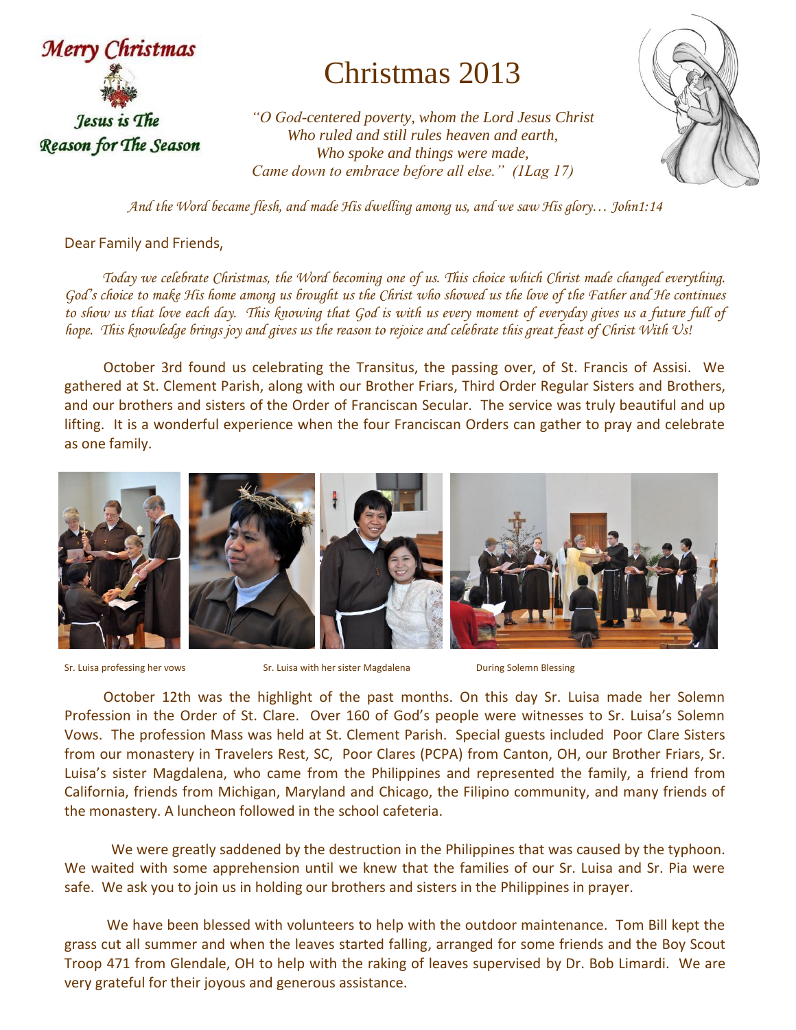Merry Christmas

Jesus is The Reason for The Season

# Christmas 2013

*"O God-centered poverty, whom the Lord Jesus Christ*
*Who ruled and still rules heaven and earth,*
*Who spoke and things were made,*
*Came down to embrace before all else." (1Lag 17)*

*And the Word became flesh, and made His dwelling among us, and we saw His glory… John1:14*

Dear Family and Friends,

*Today we celebrate Christmas, the Word becoming one of us. This choice which Christ made changed everything. God's choice to make His home among us brought us the Christ who showed us the love of the Father and He continues to show us that love each day. This knowing that God is with us every moment of everyday gives us a future full of hope. This knowledge brings joy and gives us the reason to rejoice and celebrate this great feast of Christ With Us!*

October 3rd found us celebrating the Transitus, the passing over, of St. Francis of Assisi. We gathered at St. Clement Parish, along with our Brother Friars, Third Order Regular Sisters and Brothers, and our brothers and sisters of the Order of Franciscan Secular. The service was truly beautiful and up lifting. It is a wonderful experience when the four Franciscan Orders can gather to pray and celebrate as one family.

Sr. Luisa professing her vows Sr. Luisa with her sister Magdalena During Solemn Blessing

October 12th was the highlight of the past months. On this day Sr. Luisa made her Solemn Profession in the Order of St. Clare. Over 160 of God's people were witnesses to Sr. Luisa's Solemn Vows. The profession Mass was held at St. Clement Parish. Special guests included Poor Clare Sisters from our monastery in Travelers Rest, SC, Poor Clares (PCPA) from Canton, OH, our Brother Friars, Sr. Luisa's sister Magdalena, who came from the Philippines and represented the family, a friend from California, friends from Michigan, Maryland and Chicago, the Filipino community, and many friends of the monastery. A luncheon followed in the school cafeteria.

We were greatly saddened by the destruction in the Philippines that was caused by the typhoon. We waited with some apprehension until we knew that the families of our Sr. Luisa and Sr. Pia were safe. We ask you to join us in holding our brothers and sisters in the Philippines in prayer.

We have been blessed with volunteers to help with the outdoor maintenance. Tom Bill kept the grass cut all summer and when the leaves started falling, arranged for some friends and the Boy Scout Troop 471 from Glendale, OH to help with the raking of leaves supervised by Dr. Bob Limardi. We are very grateful for their joyous and generous assistance.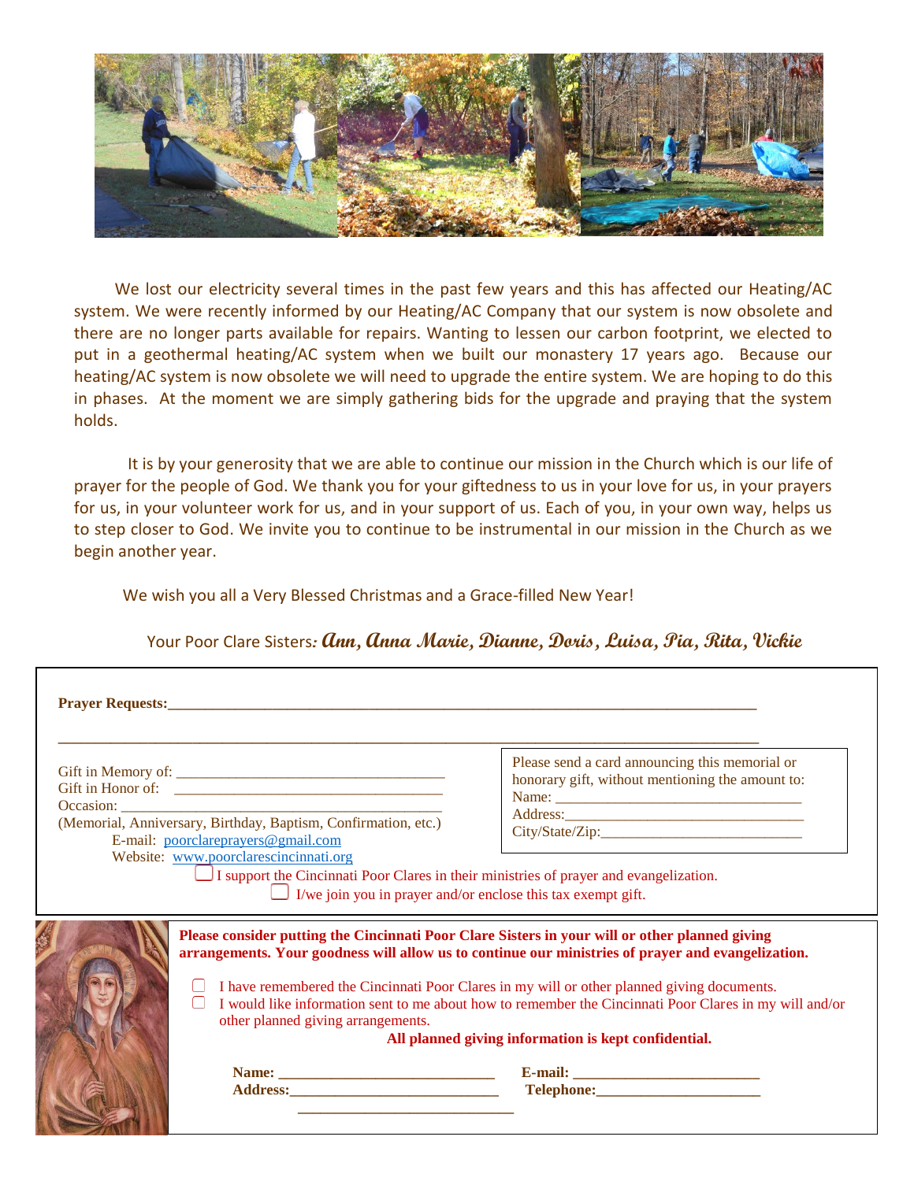We lost our electricity several times in the past few years and this has affected our Heating/AC system. We were recently informed by our Heating/AC Company that our system is now obsolete and there are no longer parts available for repairs. Wanting to lessen our carbon footprint, we elected to put in a geothermal heating/AC system when we built our monastery 17 years ago. Because our heating/AC system is now obsolete we will need to upgrade the entire system. We are hoping to do this in phases. At the moment we are simply gathering bids for the upgrade and praying that the system holds.

It is by your generosity that we are able to continue our mission in the Church which is our life of prayer for the people of God. We thank you for your giftedness to us in your love for us, in your prayers for us, in your volunteer work for us, and in your support of us. Each of you, in your own way, helps us to step closer to God. We invite you to continue to be instrumental in our mission in the Church as we begin another year.

We wish you all a Very Blessed Christmas and a Grace-filled New Year!

Your Poor Clare Sisters: ***Ann, Anna Marie, Dianne, Doris, Luisa, Pia, Rita, Vickie***

---

**Prayer Requests:**______________________________________________________________________________

______________________________________________________________________________

Gift in Memory of: ___________________________________
Gift in Honor of: ___________________________________
Occasion: __________________________________________
(Memorial, Anniversary, Birthday, Baptism, Confirmation, etc.)
E-mail: poorclareprayers@gmail.com
Website: www.poorclarescincinnati.org

Please send a card announcing this memorial or honorary gift, without mentioning the amount to:
Name: _________________________________
Address:_______________________________
City/State/Zip:___________________________

☐ I support the Cincinnati Poor Clares in their ministries of prayer and evangelization.
☐ I/we join you in prayer and/or enclose this tax exempt gift.

---

**Please consider putting the Cincinnati Poor Clare Sisters in your will or other planned giving arrangements. Your goodness will allow us to continue our ministries of prayer and evangelization.**

☐ I have remembered the Cincinnati Poor Clares in my will or other planned giving documents.
☐ I would like information sent to me about how to remember the Cincinnati Poor Clares in my will and/or other planned giving arrangements.

**All planned giving information is kept confidential.**

**Name:** _____________________________ **E-mail:** _________________________
**Address:**____________________________ **Telephone:**______________________
_____________________________